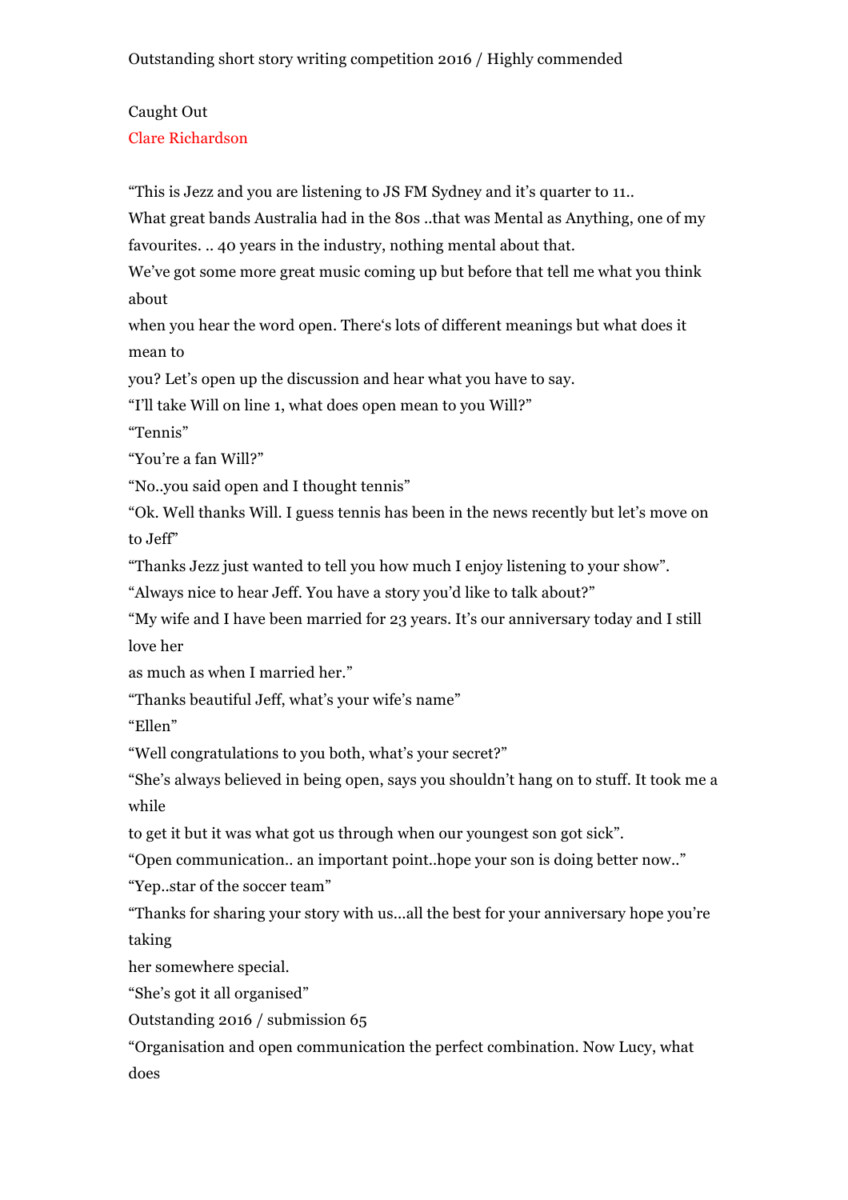Outstanding short story writing competition 2016 / Highly commended

# Caught Out

Clare Richardson

"This is Jezz and you are listening to JS FM Sydney and it's quarter to 11..

What great bands Australia had in the 80s ..that was Mental as Anything, one of my favourites. .. 40 years in the industry, nothing mental about that.

We've got some more great music coming up but before that tell me what you think about when you hear the word open. There's lots of different meanings but what does it mean to you? Let's open up the discussion and hear what you have to say.

"I'll take Will on line 1, what does open mean to you Will?"

"Tennis"

"You're a fan Will?"

"No..you said open and I thought tennis"

"Ok. Well thanks Will. I guess tennis has been in the news recently but let's move on to Jeff"

"Thanks Jezz just wanted to tell you how much I enjoy listening to your show".

"Always nice to hear Jeff. You have a story you'd like to talk about?"

"My wife and I have been married for 23 years. It's our anniversary today and I still love her as much as when I married her."

"Thanks beautiful Jeff, what's your wife's name"

"Ellen"

"Well congratulations to you both, what's your secret?"

"She's always believed in being open, says you shouldn't hang on to stuff. It took me a while to get it but it was what got us through when our youngest son got sick".

"Open communication.. an important point..hope your son is doing better now.."

"Yep..star of the soccer team"

"Thanks for sharing your story with us...all the best for your anniversary hope you're taking her somewhere special.

"She's got it all organised"

"Organisation and open communication the perfect combination. Now Lucy, what does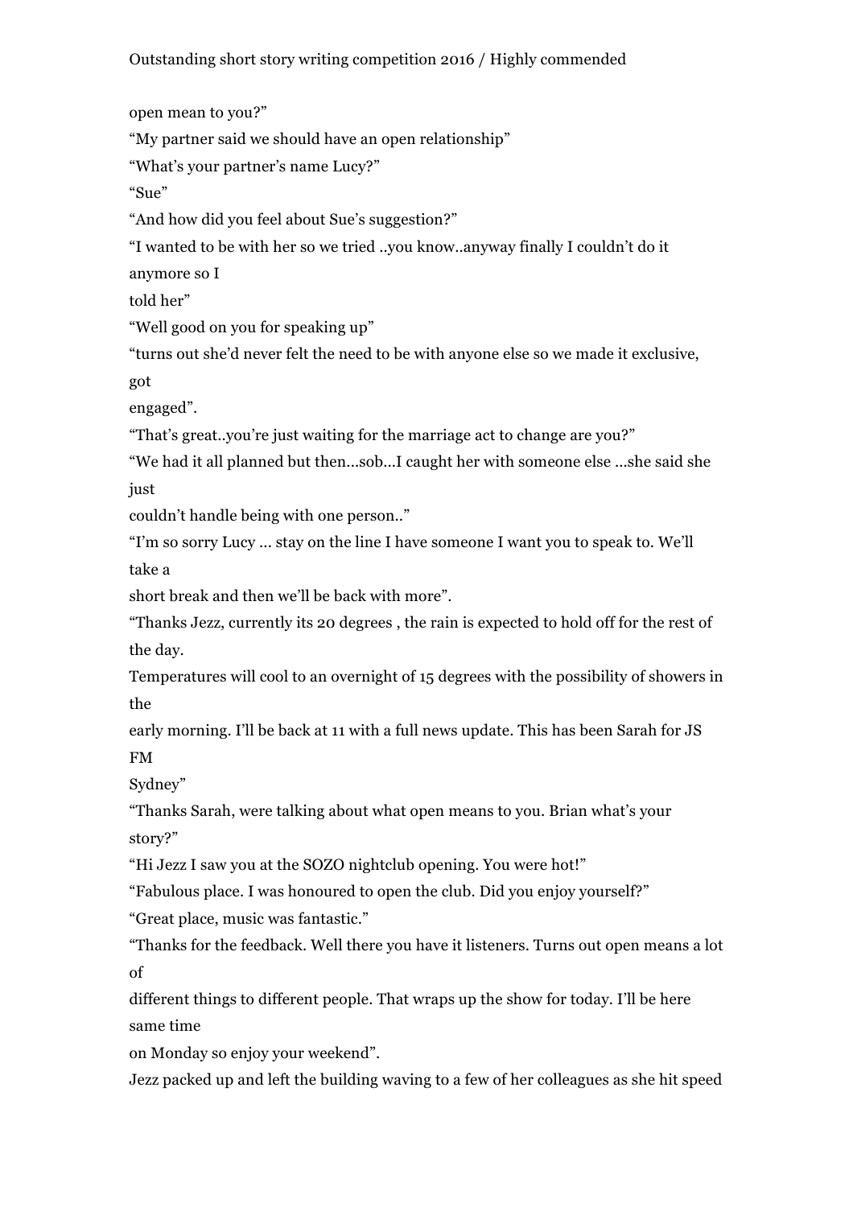open mean to you?"

"My partner said we should have an open relationship"

"What's your partner's name Lucy?"

"Sue"

"And how did you feel about Sue's suggestion?"

"I wanted to be with her so we tried ..you know..anyway finally I couldn't do it anymore so I told her"

"Well good on you for speaking up"

"turns out she'd never felt the need to be with anyone else so we made it exclusive, got engaged".

"That's great..you're just waiting for the marriage act to change are you?"

"We had it all planned but then...sob...I caught her with someone else ...she said she just couldn't handle being with one person.."

"I'm so sorry Lucy ... stay on the line I have someone I want you to speak to. We'll take a short break and then we'll be back with more".

"Thanks Jezz, currently its 20 degrees , the rain is expected to hold off for the rest of the day. Temperatures will cool to an overnight of 15 degrees with the possibility of showers in the early morning. I'll be back at 11 with a full news update. This has been Sarah for JS FM Sydney"

"Thanks Sarah, were talking about what open means to you. Brian what's your story?"

"Hi Jezz I saw you at the SOZO nightclub opening. You were hot!"

"Fabulous place. I was honoured to open the club. Did you enjoy yourself?"

"Great place, music was fantastic."

"Thanks for the feedback. Well there you have it listeners. Turns out open means a lot of different things to different people. That wraps up the show for today. I'll be here same time on Monday so enjoy your weekend".

Jezz packed up and left the building waving to a few of her colleagues as she hit speed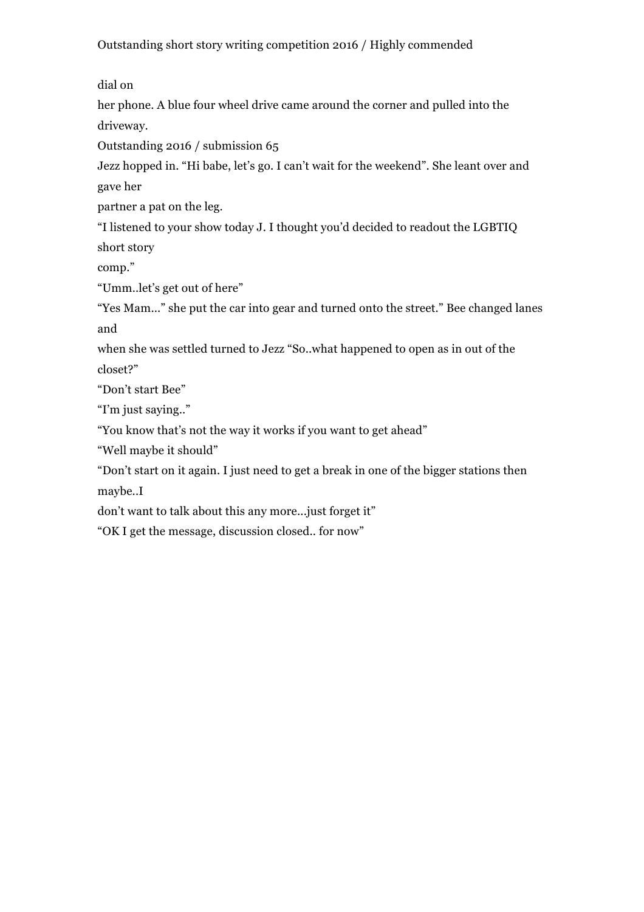dial on her phone. A blue four wheel drive came around the corner and pulled into the driveway.

Jezz hopped in. “Hi babe, let’s go. I can’t wait for the weekend”. She leant over and gave her partner a pat on the leg.

“I listened to your show today J. I thought you’d decided to readout the LGBTIQ short story comp.”

“Umm..let’s get out of here”

“Yes Mam...” she put the car into gear and turned onto the street.” Bee changed lanes and when she was settled turned to Jezz “So..what happened to open as in out of the closet?”

“Don’t start Bee”

“I’m just saying..”

“You know that’s not the way it works if you want to get ahead”

“Well maybe it should”

“Don’t start on it again. I just need to get a break in one of the bigger stations then maybe..I don’t want to talk about this any more...just forget it”

“OK I get the message, discussion closed.. for now”